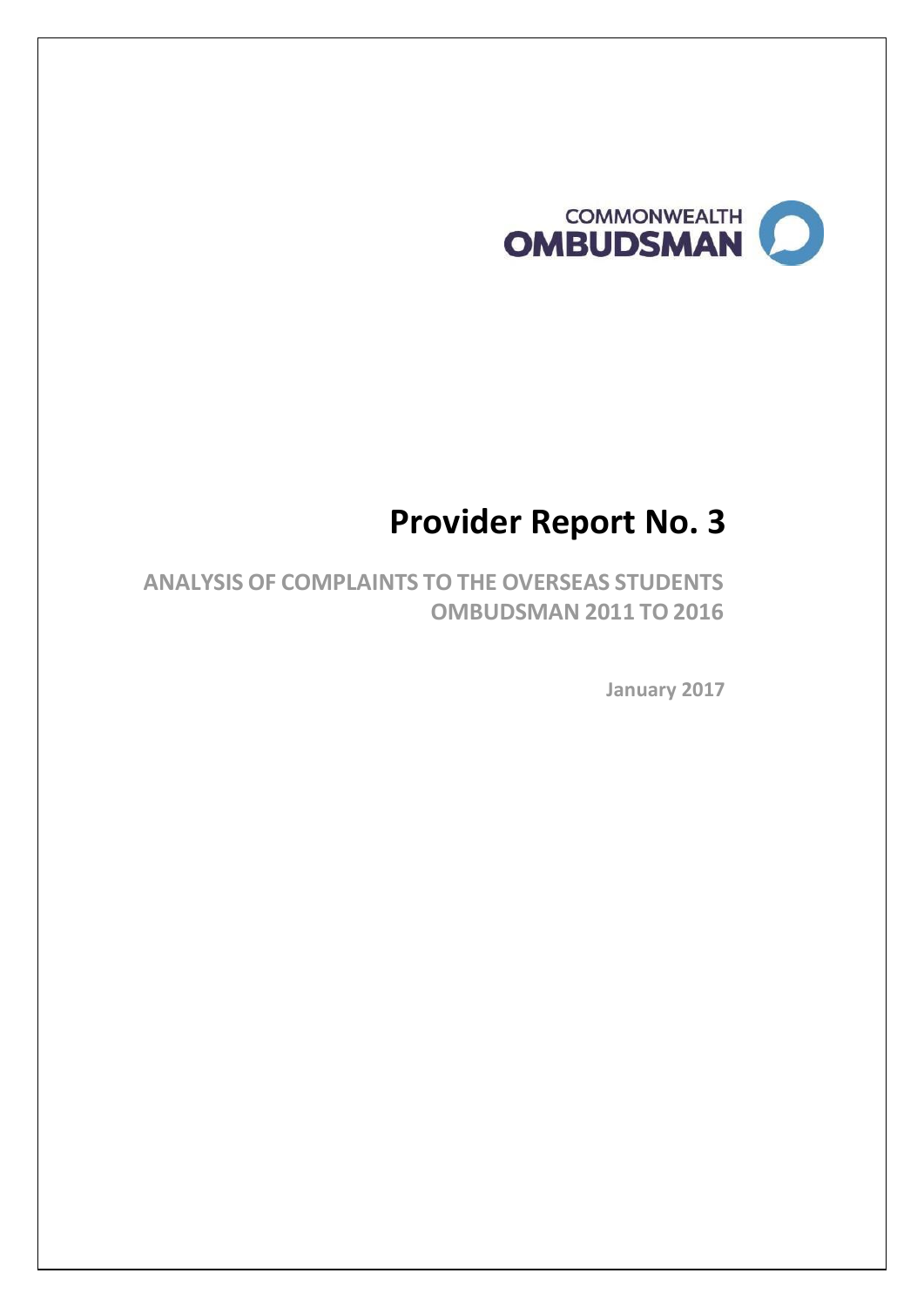COMMONWEALTH OMBUDSMAN

# Provider Report No. 3

## ANALYSIS OF COMPLAINTS TO THE OVERSEAS STUDENTS OMBUDSMAN 2011 TO 2016

**January 2017**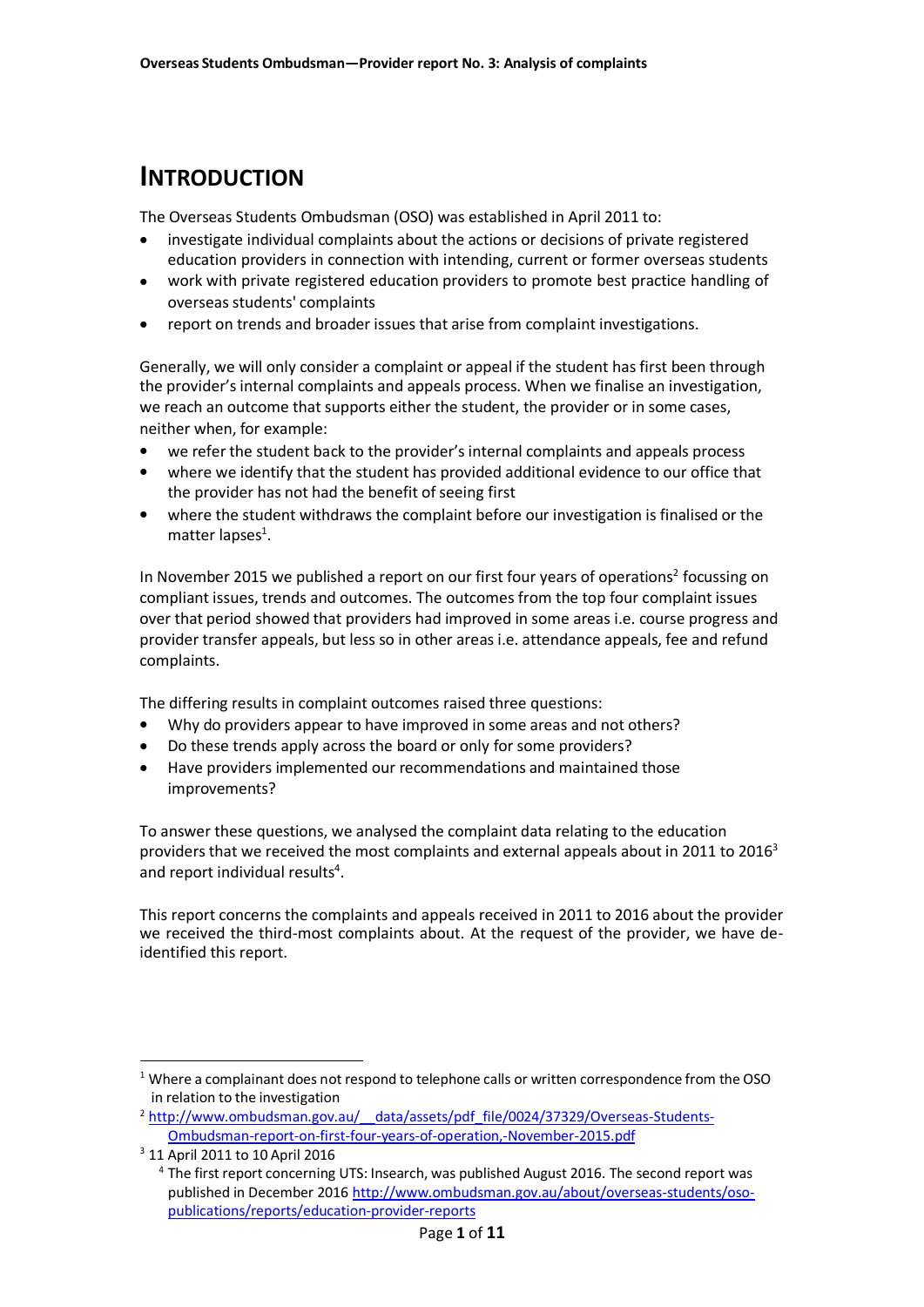# INTRODUCTION

The Overseas Students Ombudsman (OSO) was established in April 2011 to:

- investigate individual complaints about the actions or decisions of private registered education providers in connection with intending, current or former overseas students
- work with private registered education providers to promote best practice handling of overseas students' complaints
- report on trends and broader issues that arise from complaint investigations.

Generally, we will only consider a complaint or appeal if the student has first been through the provider's internal complaints and appeals process. When we finalise an investigation, we reach an outcome that supports either the student, the provider or in some cases, neither when, for example:

- we refer the student back to the provider's internal complaints and appeals process
- where we identify that the student has provided additional evidence to our office that the provider has not had the benefit of seeing first
- where the student withdraws the complaint before our investigation is finalised or the matter lapses[1].

In November 2015 we published a report on our first four years of operations[2] focussing on compliant issues, trends and outcomes. The outcomes from the top four complaint issues over that period showed that providers had improved in some areas i.e. course progress and provider transfer appeals, but less so in other areas i.e. attendance appeals, fee and refund complaints.

The differing results in complaint outcomes raised three questions:

- Why do providers appear to have improved in some areas and not others?
- Do these trends apply across the board or only for some providers?
- Have providers implemented our recommendations and maintained those improvements?

To answer these questions, we analysed the complaint data relating to the education providers that we received the most complaints and external appeals about in 2011 to 2016[3] and report individual results[4].

This report concerns the complaints and appeals received in 2011 to 2016 about the provider we received the third-most complaints about. At the request of the provider, we have de-identified this report.

---

[1] Where a complainant does not respond to telephone calls or written correspondence from the OSO in relation to the investigation

[2] http://www.ombudsman.gov.au/__data/assets/pdf_file/0024/37329/Overseas-Students-Ombudsman-report-on-first-four-years-of-operation,-November-2015.pdf

[3] 11 April 2011 to 10 April 2016

[4] The first report concerning UTS: Insearch, was published August 2016. The second report was published in December 2016 http://www.ombudsman.gov.au/about/overseas-students/oso-publications/reports/education-provider-reports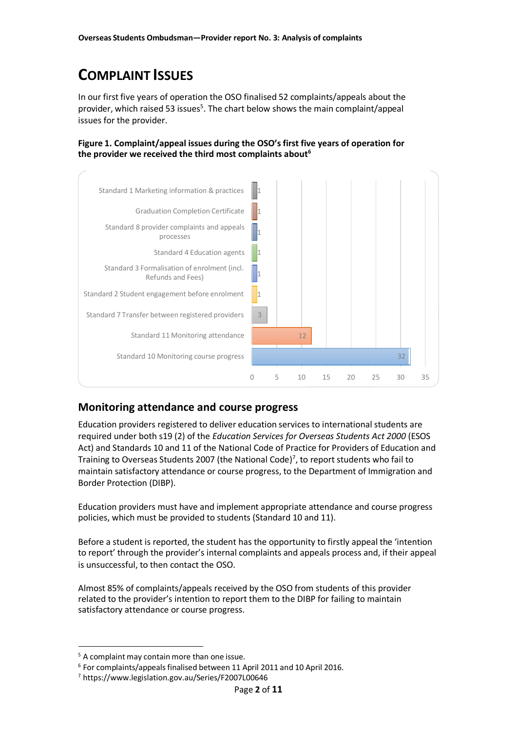# Complaint Issues

In our first five years of operation the OSO finalised 52 complaints/appeals about the provider, which raised 53 issues[5]. The chart below shows the main complaint/appeal issues for the provider.

**Figure 1. Complaint/appeal issues during the OSO's first five years of operation for the provider we received the third most complaints about[6]**

| Issue | Number |
|---|---|
| Standard 1 Marketing information & practices | 1 |
| Graduation Completion Certificate | 1 |
| Standard 8 provider complaints and appeals processes | 1 |
| Standard 4 Education agents | 1 |
| Standard 3 Formalisation of enrolment (incl. Refunds and Fees) | 1 |
| Standard 2 Student engagement before enrolment | 1 |
| Standard 7 Transfer between registered providers | 3 |
| Standard 11 Monitoring attendance | 12 |
| Standard 10 Monitoring course progress | 32 |

## Monitoring attendance and course progress

Education providers registered to deliver education services to international students are required under both s19 (2) of the *Education Services for Overseas Students Act 2000* (ESOS Act) and Standards 10 and 11 of the National Code of Practice for Providers of Education and Training to Overseas Students 2007 (the National Code)[7], to report students who fail to maintain satisfactory attendance or course progress, to the Department of Immigration and Border Protection (DIBP).

Education providers must have and implement appropriate attendance and course progress policies, which must be provided to students (Standard 10 and 11).

Before a student is reported, the student has the opportunity to firstly appeal the 'intention to report' through the provider's internal complaints and appeals process and, if their appeal is unsuccessful, to then contact the OSO.

Almost 85% of complaints/appeals received by the OSO from students of this provider related to the provider's intention to report them to the DIBP for failing to maintain satisfactory attendance or course progress.

---

[5] A complaint may contain more than one issue.

[6] For complaints/appeals finalised between 11 April 2011 and 10 April 2016.

[7] https://www.legislation.gov.au/Series/F2007L00646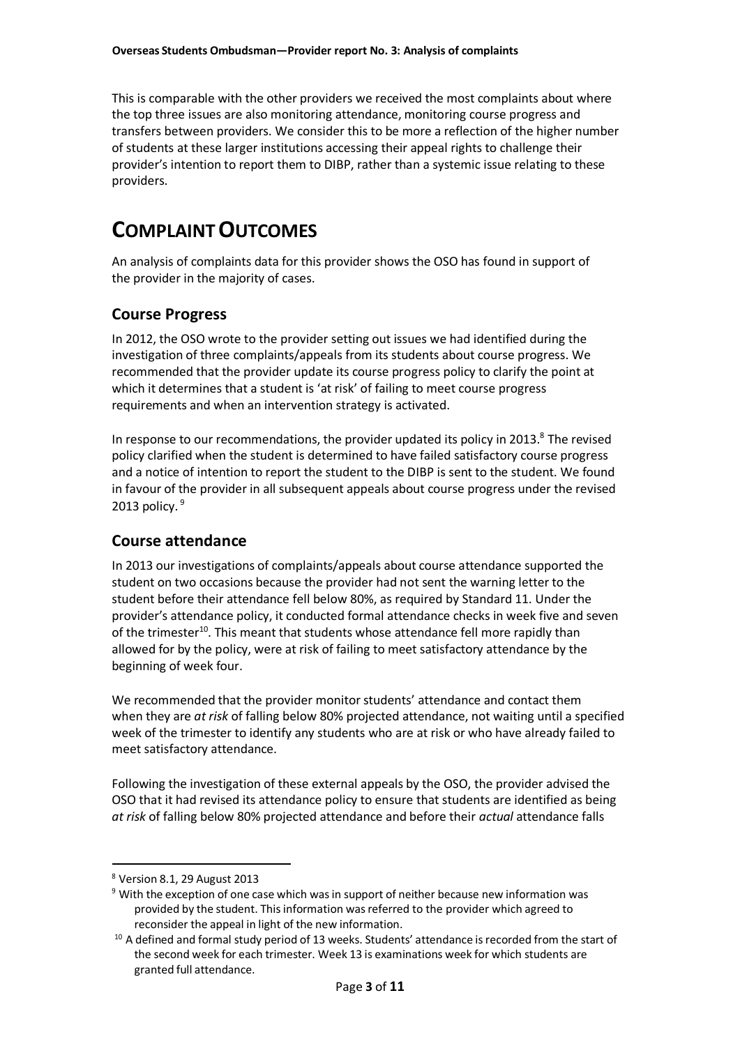This is comparable with the other providers we received the most complaints about where the top three issues are also monitoring attendance, monitoring course progress and transfers between providers. We consider this to be more a reflection of the higher number of students at these larger institutions accessing their appeal rights to challenge their provider's intention to report them to DIBP, rather than a systemic issue relating to these providers.

# COMPLAINT OUTCOMES

An analysis of complaints data for this provider shows the OSO has found in support of the provider in the majority of cases.

## Course Progress

In 2012, the OSO wrote to the provider setting out issues we had identified during the investigation of three complaints/appeals from its students about course progress. We recommended that the provider update its course progress policy to clarify the point at which it determines that a student is 'at risk' of failing to meet course progress requirements and when an intervention strategy is activated.

In response to our recommendations, the provider updated its policy in 2013.[8] The revised policy clarified when the student is determined to have failed satisfactory course progress and a notice of intention to report the student to the DIBP is sent to the student. We found in favour of the provider in all subsequent appeals about course progress under the revised 2013 policy. [9]

## Course attendance

In 2013 our investigations of complaints/appeals about course attendance supported the student on two occasions because the provider had not sent the warning letter to the student before their attendance fell below 80%, as required by Standard 11. Under the provider's attendance policy, it conducted formal attendance checks in week five and seven of the trimester[10]. This meant that students whose attendance fell more rapidly than allowed for by the policy, were at risk of failing to meet satisfactory attendance by the beginning of week four.

We recommended that the provider monitor students' attendance and contact them when they are *at risk* of falling below 80% projected attendance, not waiting until a specified week of the trimester to identify any students who are at risk or who have already failed to meet satisfactory attendance.

Following the investigation of these external appeals by the OSO, the provider advised the OSO that it had revised its attendance policy to ensure that students are identified as being *at risk* of falling below 80% projected attendance and before their *actual* attendance falls

---

[8] Version 8.1, 29 August 2013

[9] With the exception of one case which was in support of neither because new information was provided by the student. This information was referred to the provider which agreed to reconsider the appeal in light of the new information.

[10] A defined and formal study period of 13 weeks. Students' attendance is recorded from the start of the second week for each trimester. Week 13 is examinations week for which students are granted full attendance.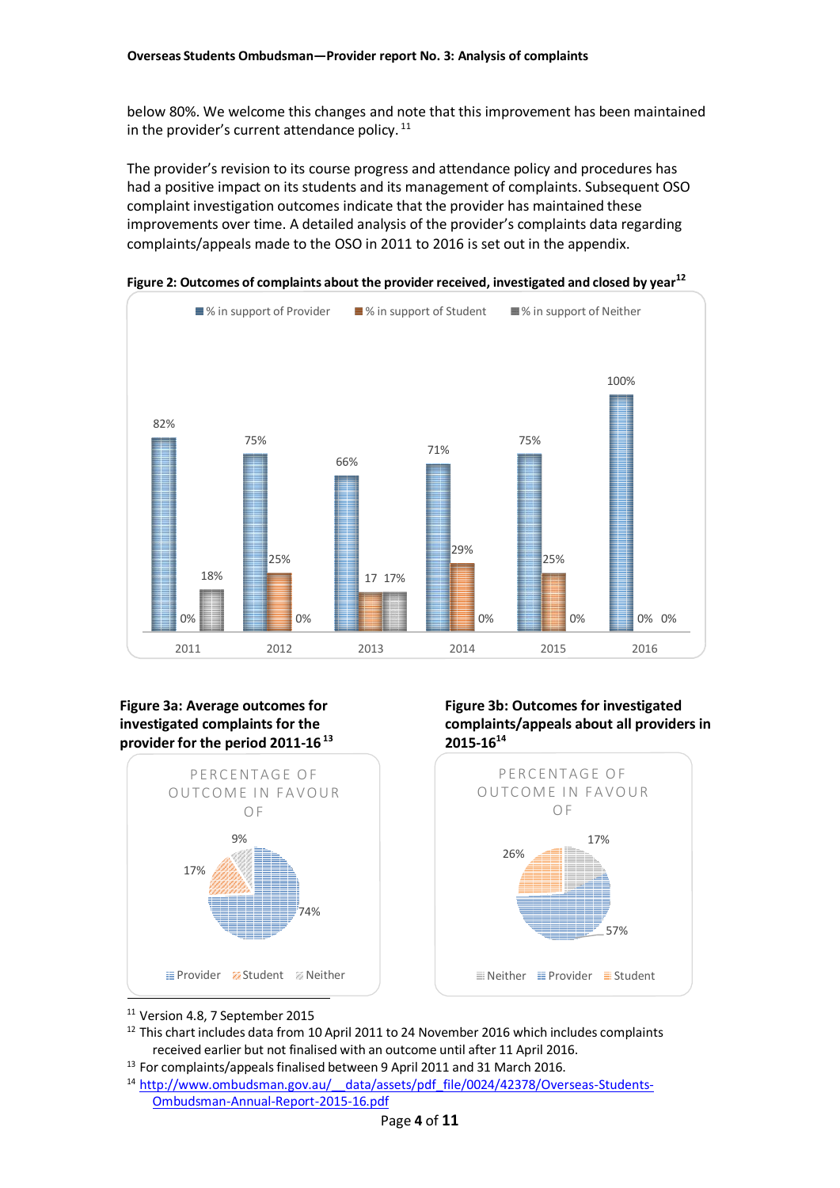below 80%. We welcome this changes and note that this improvement has been maintained in the provider's current attendance policy.[11]

The provider's revision to its course progress and attendance policy and procedures has had a positive impact on its students and its management of complaints. Subsequent OSO complaint investigation outcomes indicate that the provider has maintained these improvements over time. A detailed analysis of the provider's complaints data regarding complaints/appeals made to the OSO in 2011 to 2016 is set out in the appendix.

**Figure 2: Outcomes of complaints about the provider received, investigated and closed by year**[12]

| Year | % in support of Provider | % in support of Student | % in support of Neither |
| --- | --- | --- | --- |
| 2011 | 82% | 0% | 18% |
| 2012 | 75% | 25% | 0% |
| 2013 | 66% | 17 | 17% |
| 2014 | 71% | 29% | 0% |
| 2015 | 75% | 25% | 0% |
| 2016 | 100% | 0% | 0% |

**Figure 3a: Average outcomes for investigated complaints for the provider for the period 2011-16**[13]

PERCENTAGE OF OUTCOME IN FAVOUR OF

| Provider | Student | Neither |
| --- | --- | --- |
| 74% | 17% | 9% |

**Figure 3b: Outcomes for investigated complaints/appeals about all providers in 2015-16**[14]

PERCENTAGE OF OUTCOME IN FAVOUR OF

| Neither | Provider | Student |
| --- | --- | --- |
| 17% | 57% | 26% |

[11] Version 4.8, 7 September 2015

[12] This chart includes data from 10 April 2011 to 24 November 2016 which includes complaints received earlier but not finalised with an outcome until after 11 April 2016.

[13] For complaints/appeals finalised between 9 April 2011 and 31 March 2016.

[14] http://www.ombudsman.gov.au/__data/assets/pdf_file/0024/42378/Overseas-Students-Ombudsman-Annual-Report-2015-16.pdf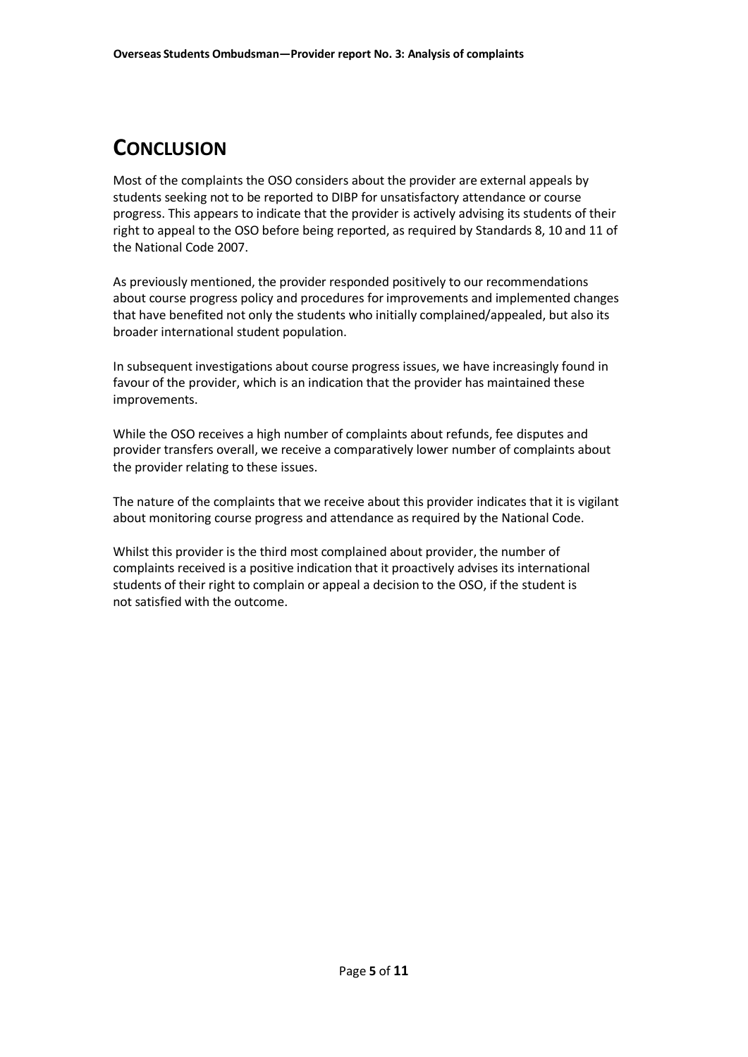# Conclusion

Most of the complaints the OSO considers about the provider are external appeals by students seeking not to be reported to DIBP for unsatisfactory attendance or course progress. This appears to indicate that the provider is actively advising its students of their right to appeal to the OSO before being reported, as required by Standards 8, 10 and 11 of the National Code 2007.

As previously mentioned, the provider responded positively to our recommendations about course progress policy and procedures for improvements and implemented changes that have benefited not only the students who initially complained/appealed, but also its broader international student population.

In subsequent investigations about course progress issues, we have increasingly found in favour of the provider, which is an indication that the provider has maintained these improvements.

While the OSO receives a high number of complaints about refunds, fee disputes and provider transfers overall, we receive a comparatively lower number of complaints about the provider relating to these issues.

The nature of the complaints that we receive about this provider indicates that it is vigilant about monitoring course progress and attendance as required by the National Code.

Whilst this provider is the third most complained about provider, the number of complaints received is a positive indication that it proactively advises its international students of their right to complain or appeal a decision to the OSO, if the student is not satisfied with the outcome.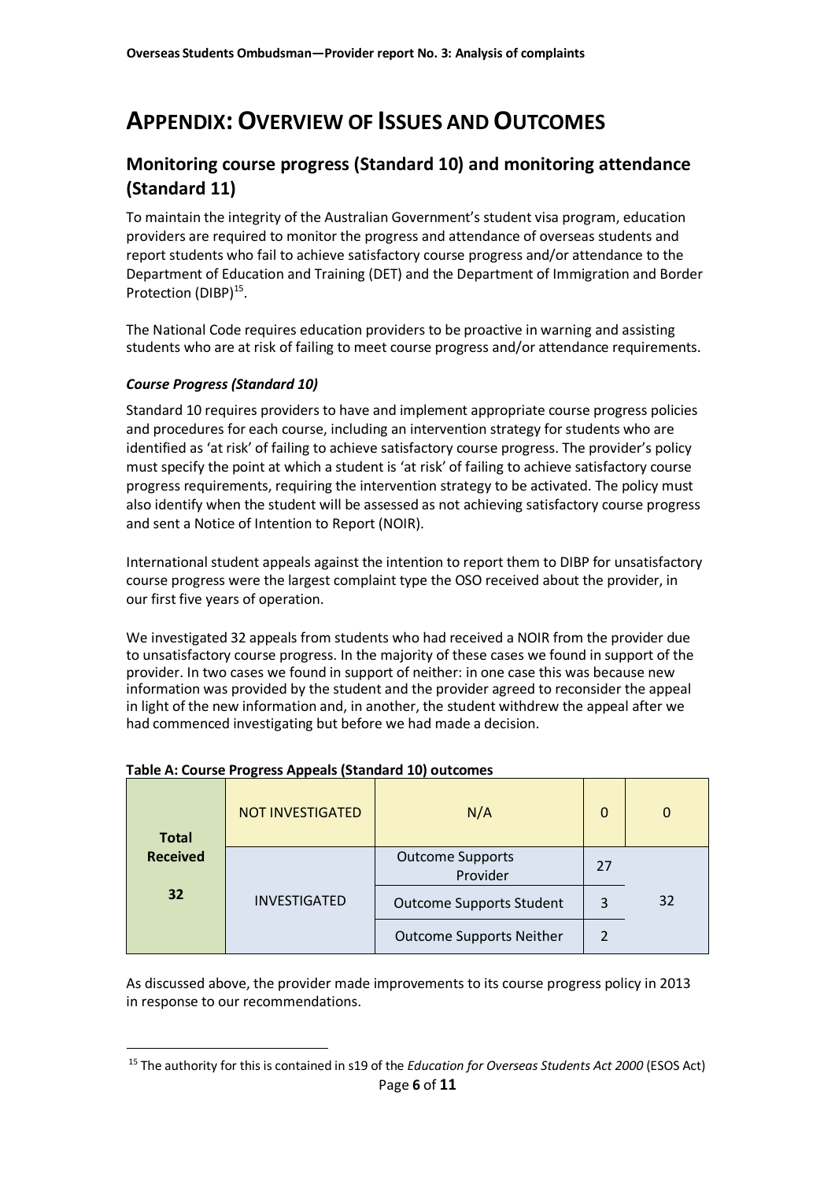# Appendix: Overview of Issues and Outcomes

## Monitoring course progress (Standard 10) and monitoring attendance (Standard 11)

To maintain the integrity of the Australian Government's student visa program, education providers are required to monitor the progress and attendance of overseas students and report students who fail to achieve satisfactory course progress and/or attendance to the Department of Education and Training (DET) and the Department of Immigration and Border Protection (DIBP)[15].

The National Code requires education providers to be proactive in warning and assisting students who are at risk of failing to meet course progress and/or attendance requirements.

### *Course Progress (Standard 10)*

Standard 10 requires providers to have and implement appropriate course progress policies and procedures for each course, including an intervention strategy for students who are identified as 'at risk' of failing to achieve satisfactory course progress. The provider's policy must specify the point at which a student is 'at risk' of failing to achieve satisfactory course progress requirements, requiring the intervention strategy to be activated. The policy must also identify when the student will be assessed as not achieving satisfactory course progress and sent a Notice of Intention to Report (NOIR).

International student appeals against the intention to report them to DIBP for unsatisfactory course progress were the largest complaint type the OSO received about the provider, in our first five years of operation.

We investigated 32 appeals from students who had received a NOIR from the provider due to unsatisfactory course progress. In the majority of these cases we found in support of the provider. In two cases we found in support of neither: in one case this was because new information was provided by the student and the provider agreed to reconsider the appeal in light of the new information and, in another, the student withdrew the appeal after we had commenced investigating but before we had made a decision.

**Table A: Course Progress Appeals (Standard 10) outcomes**

| | | | | |
|---|---|---|---|---|
| **Total Received 32** | NOT INVESTIGATED | N/A | 0 | 0 |
| | INVESTIGATED | Outcome Supports Provider | 27 | 32 |
| | | Outcome Supports Student | 3 | |
| | | Outcome Supports Neither | 2 | |

As discussed above, the provider made improvements to its course progress policy in 2013 in response to our recommendations.

[15] The authority for this is contained in s19 of the *Education for Overseas Students Act 2000* (ESOS Act)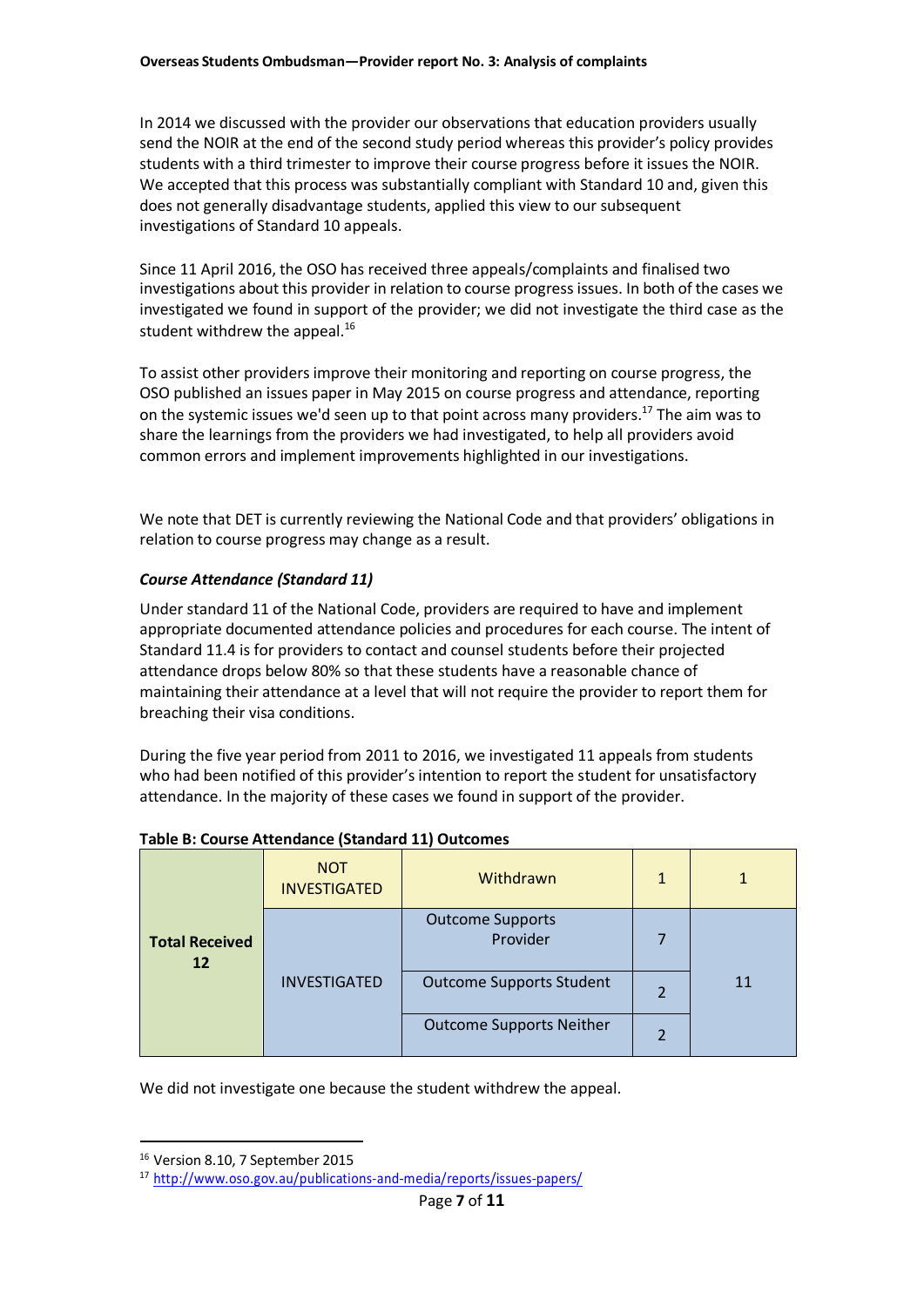In 2014 we discussed with the provider our observations that education providers usually send the NOIR at the end of the second study period whereas this provider's policy provides students with a third trimester to improve their course progress before it issues the NOIR. We accepted that this process was substantially compliant with Standard 10 and, given this does not generally disadvantage students, applied this view to our subsequent investigations of Standard 10 appeals.

Since 11 April 2016, the OSO has received three appeals/complaints and finalised two investigations about this provider in relation to course progress issues. In both of the cases we investigated we found in support of the provider; we did not investigate the third case as the student withdrew the appeal.[16]

To assist other providers improve their monitoring and reporting on course progress, the OSO published an issues paper in May 2015 on course progress and attendance, reporting on the systemic issues we'd seen up to that point across many providers.[17] The aim was to share the learnings from the providers we had investigated, to help all providers avoid common errors and implement improvements highlighted in our investigations.

We note that DET is currently reviewing the National Code and that providers' obligations in relation to course progress may change as a result.

### *Course Attendance (Standard 11)*

Under standard 11 of the National Code, providers are required to have and implement appropriate documented attendance policies and procedures for each course. The intent of Standard 11.4 is for providers to contact and counsel students before their projected attendance drops below 80% so that these students have a reasonable chance of maintaining their attendance at a level that will not require the provider to report them for breaching their visa conditions.

During the five year period from 2011 to 2016, we investigated 11 appeals from students who had been notified of this provider's intention to report the student for unsatisfactory attendance. In the majority of these cases we found in support of the provider.

**Table B: Course Attendance (Standard 11) Outcomes**

| | | | | |
|---|---|---|---|---|
| **Total Received 12** | NOT INVESTIGATED | Withdrawn | 1 | 1 |
| | INVESTIGATED | Outcome Supports Provider | 7 | 11 |
| | | Outcome Supports Student | 2 | |
| | | Outcome Supports Neither | 2 | |

We did not investigate one because the student withdrew the appeal.

---

[16] Version 8.10, 7 September 2015

[17] http://www.oso.gov.au/publications-and-media/reports/issues-papers/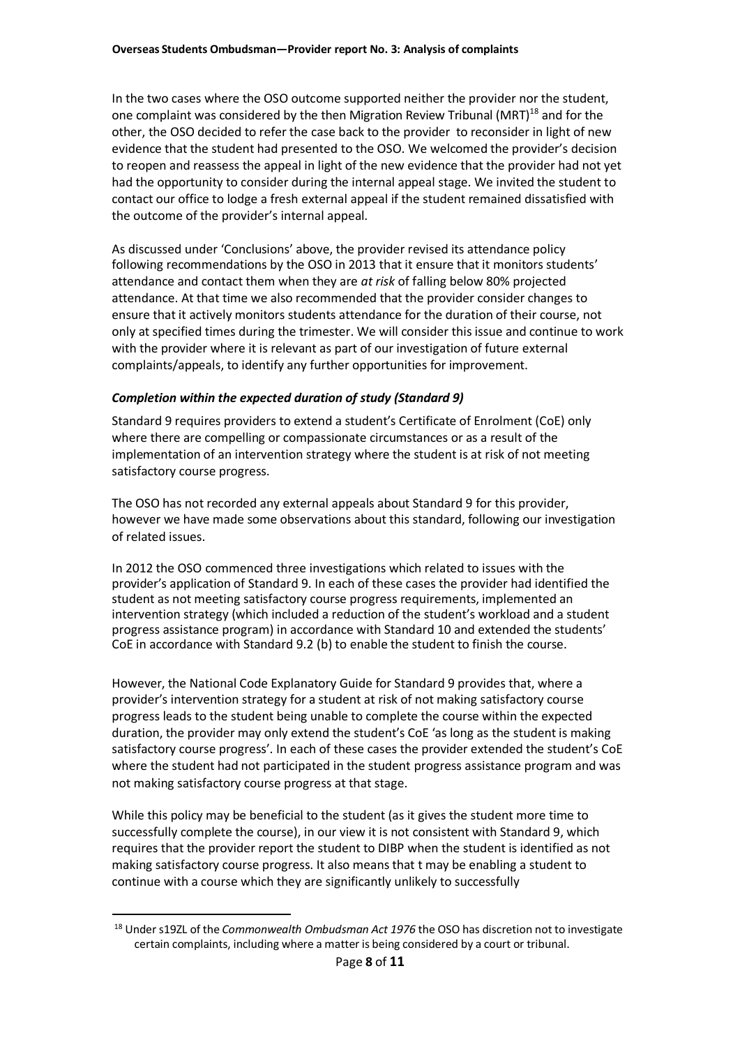In the two cases where the OSO outcome supported neither the provider nor the student, one complaint was considered by the then Migration Review Tribunal (MRT)[18] and for the other, the OSO decided to refer the case back to the provider to reconsider in light of new evidence that the student had presented to the OSO. We welcomed the provider's decision to reopen and reassess the appeal in light of the new evidence that the provider had not yet had the opportunity to consider during the internal appeal stage. We invited the student to contact our office to lodge a fresh external appeal if the student remained dissatisfied with the outcome of the provider's internal appeal.

As discussed under 'Conclusions' above, the provider revised its attendance policy following recommendations by the OSO in 2013 that it ensure that it monitors students' attendance and contact them when they are *at risk* of falling below 80% projected attendance. At that time we also recommended that the provider consider changes to ensure that it actively monitors students attendance for the duration of their course, not only at specified times during the trimester. We will consider this issue and continue to work with the provider where it is relevant as part of our investigation of future external complaints/appeals, to identify any further opportunities for improvement.

### *Completion within the expected duration of study (Standard 9)*

Standard 9 requires providers to extend a student's Certificate of Enrolment (CoE) only where there are compelling or compassionate circumstances or as a result of the implementation of an intervention strategy where the student is at risk of not meeting satisfactory course progress.

The OSO has not recorded any external appeals about Standard 9 for this provider, however we have made some observations about this standard, following our investigation of related issues.

In 2012 the OSO commenced three investigations which related to issues with the provider's application of Standard 9. In each of these cases the provider had identified the student as not meeting satisfactory course progress requirements, implemented an intervention strategy (which included a reduction of the student's workload and a student progress assistance program) in accordance with Standard 10 and extended the students' CoE in accordance with Standard 9.2 (b) to enable the student to finish the course.

However, the National Code Explanatory Guide for Standard 9 provides that, where a provider's intervention strategy for a student at risk of not making satisfactory course progress leads to the student being unable to complete the course within the expected duration, the provider may only extend the student's CoE 'as long as the student is making satisfactory course progress'. In each of these cases the provider extended the student's CoE where the student had not participated in the student progress assistance program and was not making satisfactory course progress at that stage.

While this policy may be beneficial to the student (as it gives the student more time to successfully complete the course), in our view it is not consistent with Standard 9, which requires that the provider report the student to DIBP when the student is identified as not making satisfactory course progress. It also means that t may be enabling a student to continue with a course which they are significantly unlikely to successfully

[18] Under s19ZL of the *Commonwealth Ombudsman Act 1976* the OSO has discretion not to investigate certain complaints, including where a matter is being considered by a court or tribunal.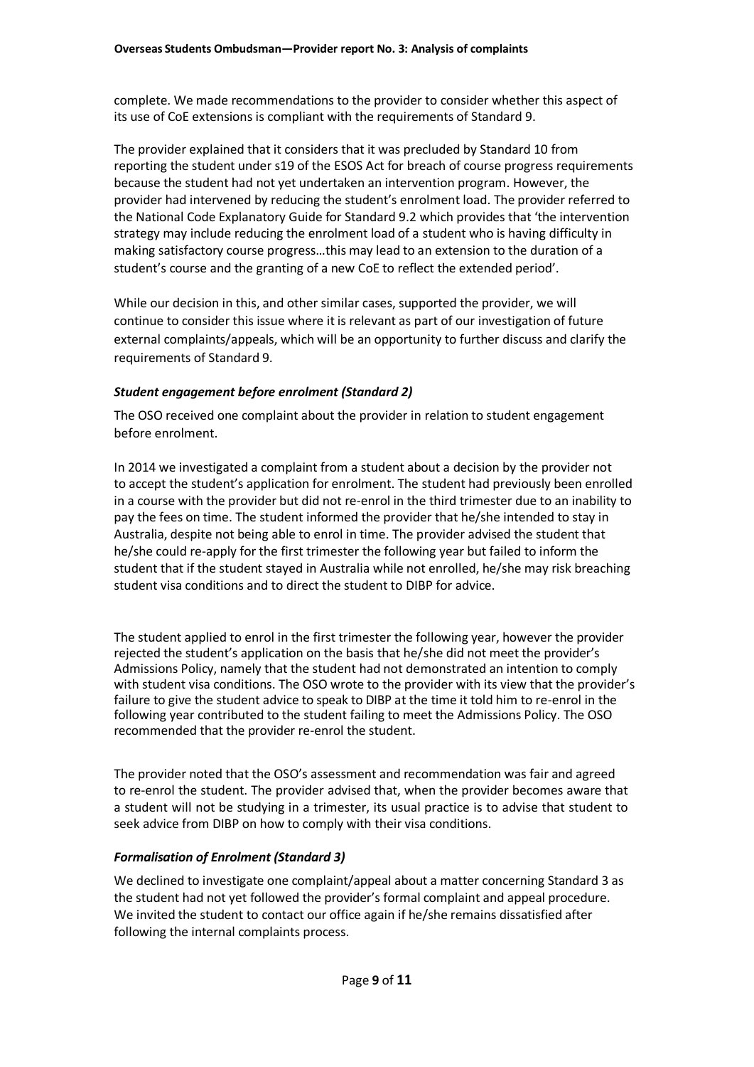complete. We made recommendations to the provider to consider whether this aspect of its use of CoE extensions is compliant with the requirements of Standard 9.

The provider explained that it considers that it was precluded by Standard 10 from reporting the student under s19 of the ESOS Act for breach of course progress requirements because the student had not yet undertaken an intervention program. However, the provider had intervened by reducing the student's enrolment load. The provider referred to the National Code Explanatory Guide for Standard 9.2 which provides that 'the intervention strategy may include reducing the enrolment load of a student who is having difficulty in making satisfactory course progress…this may lead to an extension to the duration of a student's course and the granting of a new CoE to reflect the extended period'.

While our decision in this, and other similar cases, supported the provider, we will continue to consider this issue where it is relevant as part of our investigation of future external complaints/appeals, which will be an opportunity to further discuss and clarify the requirements of Standard 9.

### *Student engagement before enrolment (Standard 2)*

The OSO received one complaint about the provider in relation to student engagement before enrolment.

In 2014 we investigated a complaint from a student about a decision by the provider not to accept the student's application for enrolment. The student had previously been enrolled in a course with the provider but did not re-enrol in the third trimester due to an inability to pay the fees on time. The student informed the provider that he/she intended to stay in Australia, despite not being able to enrol in time. The provider advised the student that he/she could re-apply for the first trimester the following year but failed to inform the student that if the student stayed in Australia while not enrolled, he/she may risk breaching student visa conditions and to direct the student to DIBP for advice.

The student applied to enrol in the first trimester the following year, however the provider rejected the student's application on the basis that he/she did not meet the provider's Admissions Policy, namely that the student had not demonstrated an intention to comply with student visa conditions. The OSO wrote to the provider with its view that the provider's failure to give the student advice to speak to DIBP at the time it told him to re-enrol in the following year contributed to the student failing to meet the Admissions Policy. The OSO recommended that the provider re-enrol the student.

The provider noted that the OSO's assessment and recommendation was fair and agreed to re-enrol the student. The provider advised that, when the provider becomes aware that a student will not be studying in a trimester, its usual practice is to advise that student to seek advice from DIBP on how to comply with their visa conditions.

### *Formalisation of Enrolment (Standard 3)*

We declined to investigate one complaint/appeal about a matter concerning Standard 3 as the student had not yet followed the provider's formal complaint and appeal procedure. We invited the student to contact our office again if he/she remains dissatisfied after following the internal complaints process.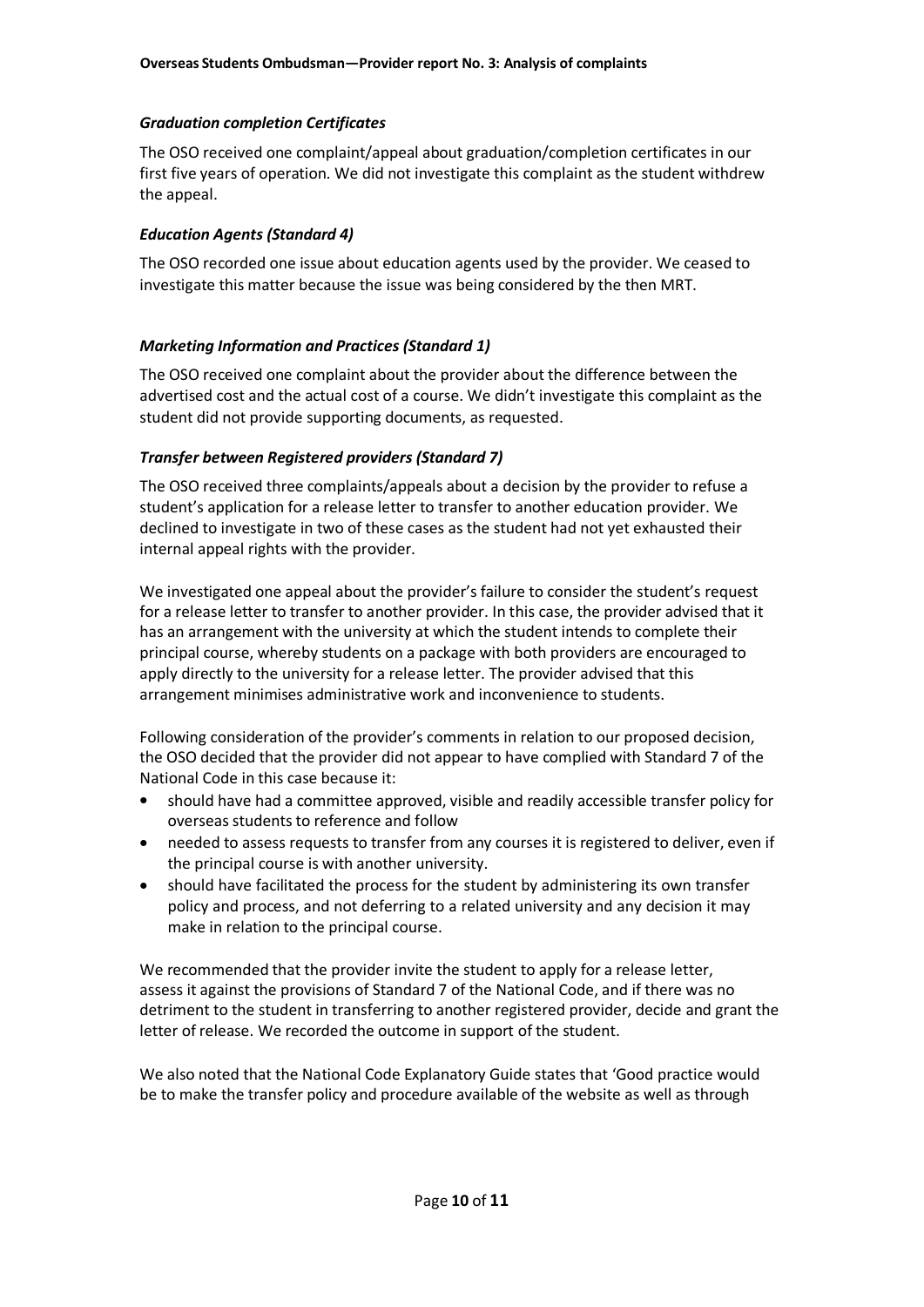### *Graduation completion Certificates*

The OSO received one complaint/appeal about graduation/completion certificates in our first five years of operation. We did not investigate this complaint as the student withdrew the appeal.

### *Education Agents (Standard 4)*

The OSO recorded one issue about education agents used by the provider. We ceased to investigate this matter because the issue was being considered by the then MRT.

### *Marketing Information and Practices (Standard 1)*

The OSO received one complaint about the provider about the difference between the advertised cost and the actual cost of a course. We didn't investigate this complaint as the student did not provide supporting documents, as requested.

### *Transfer between Registered providers (Standard 7)*

The OSO received three complaints/appeals about a decision by the provider to refuse a student's application for a release letter to transfer to another education provider. We declined to investigate in two of these cases as the student had not yet exhausted their internal appeal rights with the provider.

We investigated one appeal about the provider's failure to consider the student's request for a release letter to transfer to another provider. In this case, the provider advised that it has an arrangement with the university at which the student intends to complete their principal course, whereby students on a package with both providers are encouraged to apply directly to the university for a release letter. The provider advised that this arrangement minimises administrative work and inconvenience to students.

Following consideration of the provider's comments in relation to our proposed decision, the OSO decided that the provider did not appear to have complied with Standard 7 of the National Code in this case because it:

- should have had a committee approved, visible and readily accessible transfer policy for overseas students to reference and follow
- needed to assess requests to transfer from any courses it is registered to deliver, even if the principal course is with another university.
- should have facilitated the process for the student by administering its own transfer policy and process, and not deferring to a related university and any decision it may make in relation to the principal course.

We recommended that the provider invite the student to apply for a release letter, assess it against the provisions of Standard 7 of the National Code, and if there was no detriment to the student in transferring to another registered provider, decide and grant the letter of release. We recorded the outcome in support of the student.

We also noted that the National Code Explanatory Guide states that 'Good practice would be to make the transfer policy and procedure available of the website as well as through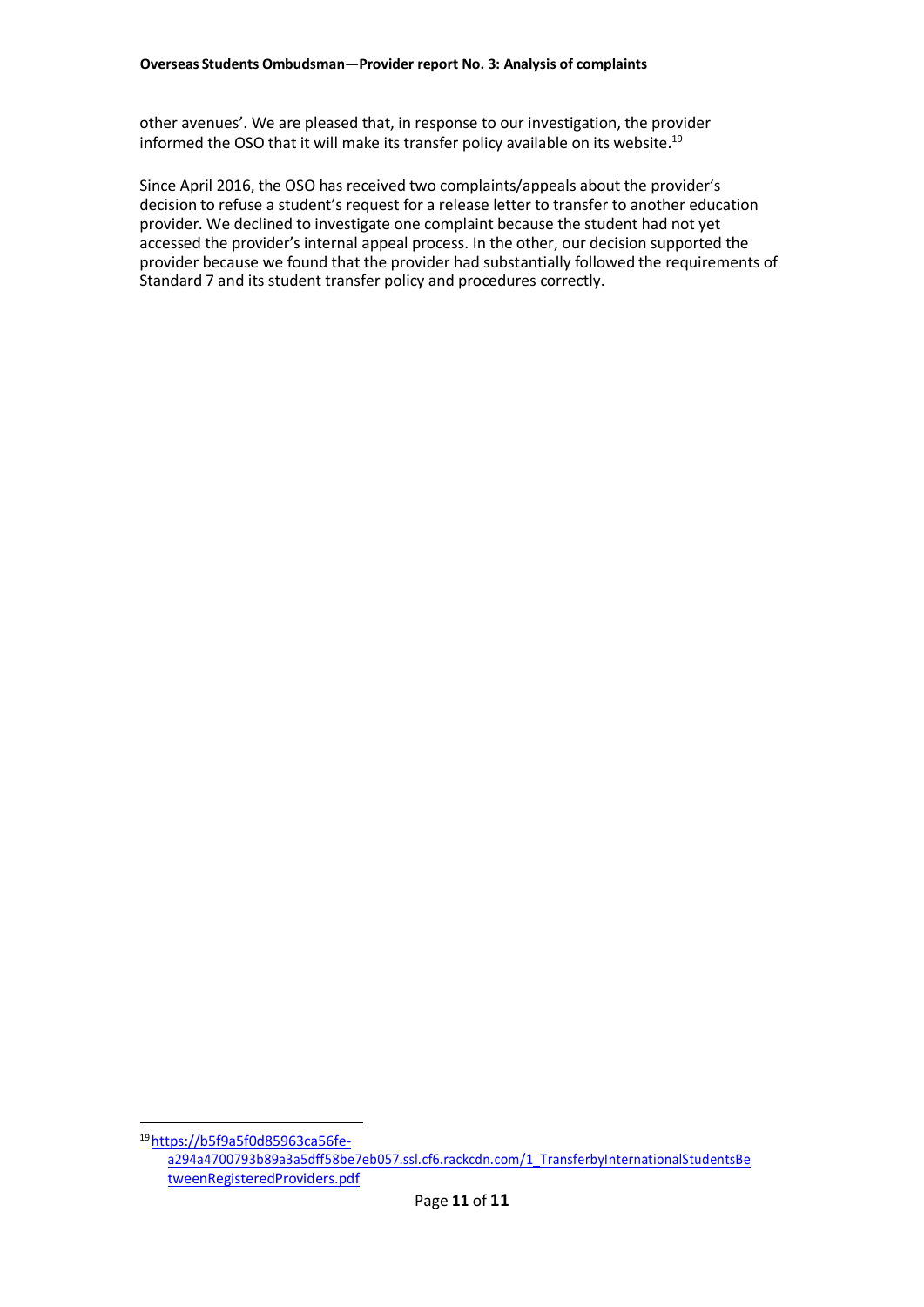other avenues'. We are pleased that, in response to our investigation, the provider informed the OSO that it will make its transfer policy available on its website.[19]

Since April 2016, the OSO has received two complaints/appeals about the provider's decision to refuse a student's request for a release letter to transfer to another education provider. We declined to investigate one complaint because the student had not yet accessed the provider's internal appeal process. In the other, our decision supported the provider because we found that the provider had substantially followed the requirements of Standard 7 and its student transfer policy and procedures correctly.

---

[19] https://b5f9a5f0d85963ca56fe-a294a4700793b89a3a5dff58be7eb057.ssl.cf6.rackcdn.com/1_TransferbyInternationalStudentsBetweenRegisteredProviders.pdf